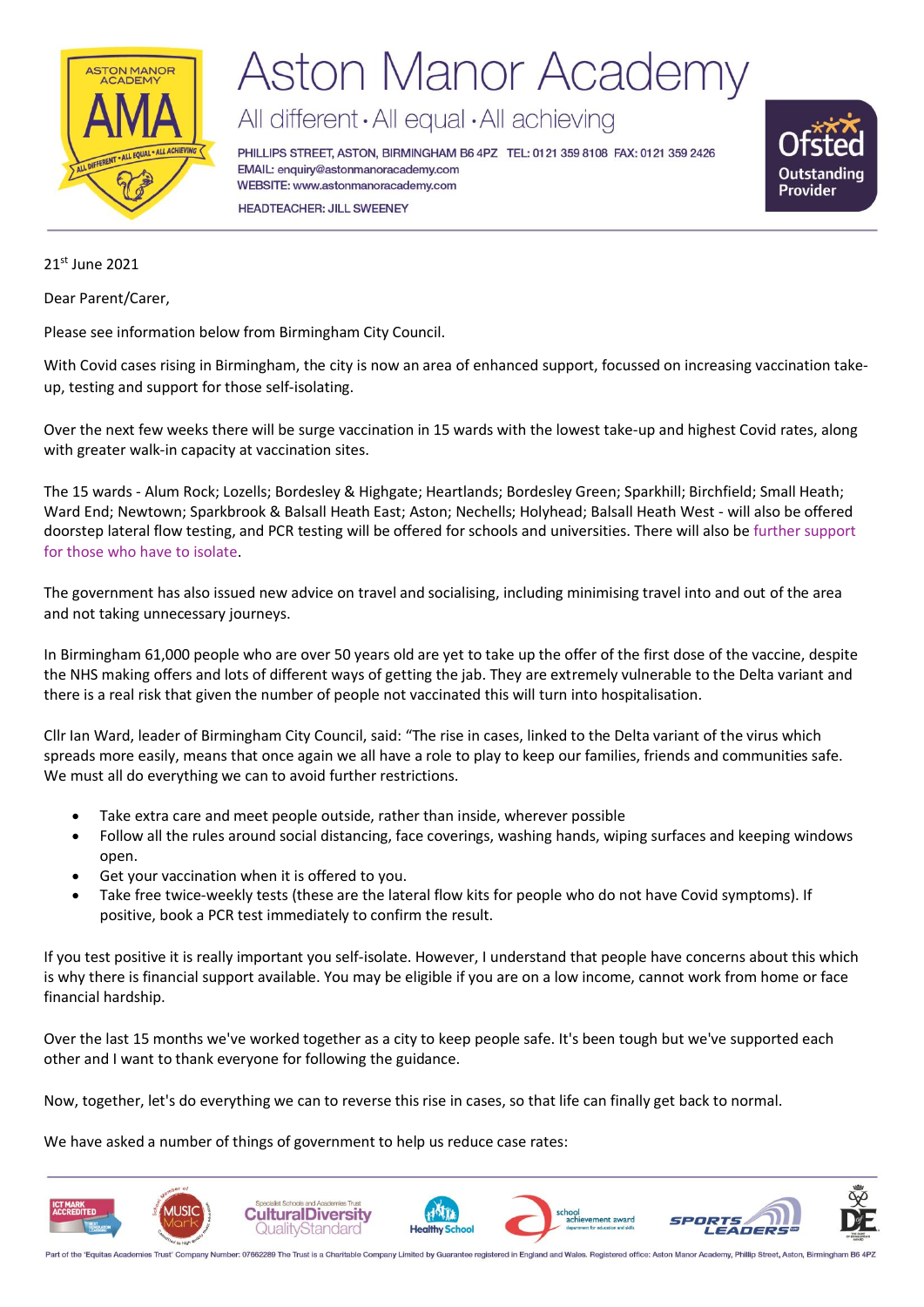# Aston Manor Academy

All different • All equal • All achieving

PHILLIPS STREET, ASTON, BIRMINGHAM B6 4PZ TEL: 0121 359 8108 FAX: 0121 359 2426
EMAIL: enquiry@astonmanoracademy.com
WEBSITE: www.astonmanoracademy.com

HEADTEACHER: JILL SWEENEY

21st June 2021

Dear Parent/Carer,

Please see information below from Birmingham City Council.

With Covid cases rising in Birmingham, the city is now an area of enhanced support, focussed on increasing vaccination take-up, testing and support for those self-isolating.

Over the next few weeks there will be surge vaccination in 15 wards with the lowest take-up and highest Covid rates, along with greater walk-in capacity at vaccination sites.

The 15 wards - Alum Rock; Lozells; Bordesley & Highgate; Heartlands; Bordesley Green; Sparkhill; Birchfield; Small Heath; Ward End; Newtown; Sparkbrook & Balsall Heath East; Aston; Nechells; Holyhead; Balsall Heath West - will also be offered doorstep lateral flow testing, and PCR testing will be offered for schools and universities. There will also be further support for those who have to isolate.

The government has also issued new advice on travel and socialising, including minimising travel into and out of the area and not taking unnecessary journeys.

In Birmingham 61,000 people who are over 50 years old are yet to take up the offer of the first dose of the vaccine, despite the NHS making offers and lots of different ways of getting the jab. They are extremely vulnerable to the Delta variant and there is a real risk that given the number of people not vaccinated this will turn into hospitalisation.

Cllr Ian Ward, leader of Birmingham City Council, said: "The rise in cases, linked to the Delta variant of the virus which spreads more easily, means that once again we all have a role to play to keep our families, friends and communities safe. We must all do everything we can to avoid further restrictions.

- Take extra care and meet people outside, rather than inside, wherever possible
- Follow all the rules around social distancing, face coverings, washing hands, wiping surfaces and keeping windows open.
- Get your vaccination when it is offered to you.
- Take free twice-weekly tests (these are the lateral flow kits for people who do not have Covid symptoms). If positive, book a PCR test immediately to confirm the result.

If you test positive it is really important you self-isolate. However, I understand that people have concerns about this which is why there is financial support available. You may be eligible if you are on a low income, cannot work from home or face financial hardship.

Over the last 15 months we've worked together as a city to keep people safe. It's been tough but we've supported each other and I want to thank everyone for following the guidance.

Now, together, let's do everything we can to reverse this rise in cases, so that life can finally get back to normal.

We have asked a number of things of government to help us reduce case rates:

Part of the 'Equitas Academies Trust' Company Number: 07662289 The Trust is a Charitable Company Limited by Guarantee registered in England and Wales. Registered office: Aston Manor Academy, Phillip Street, Aston, Birmingham B6 4PZ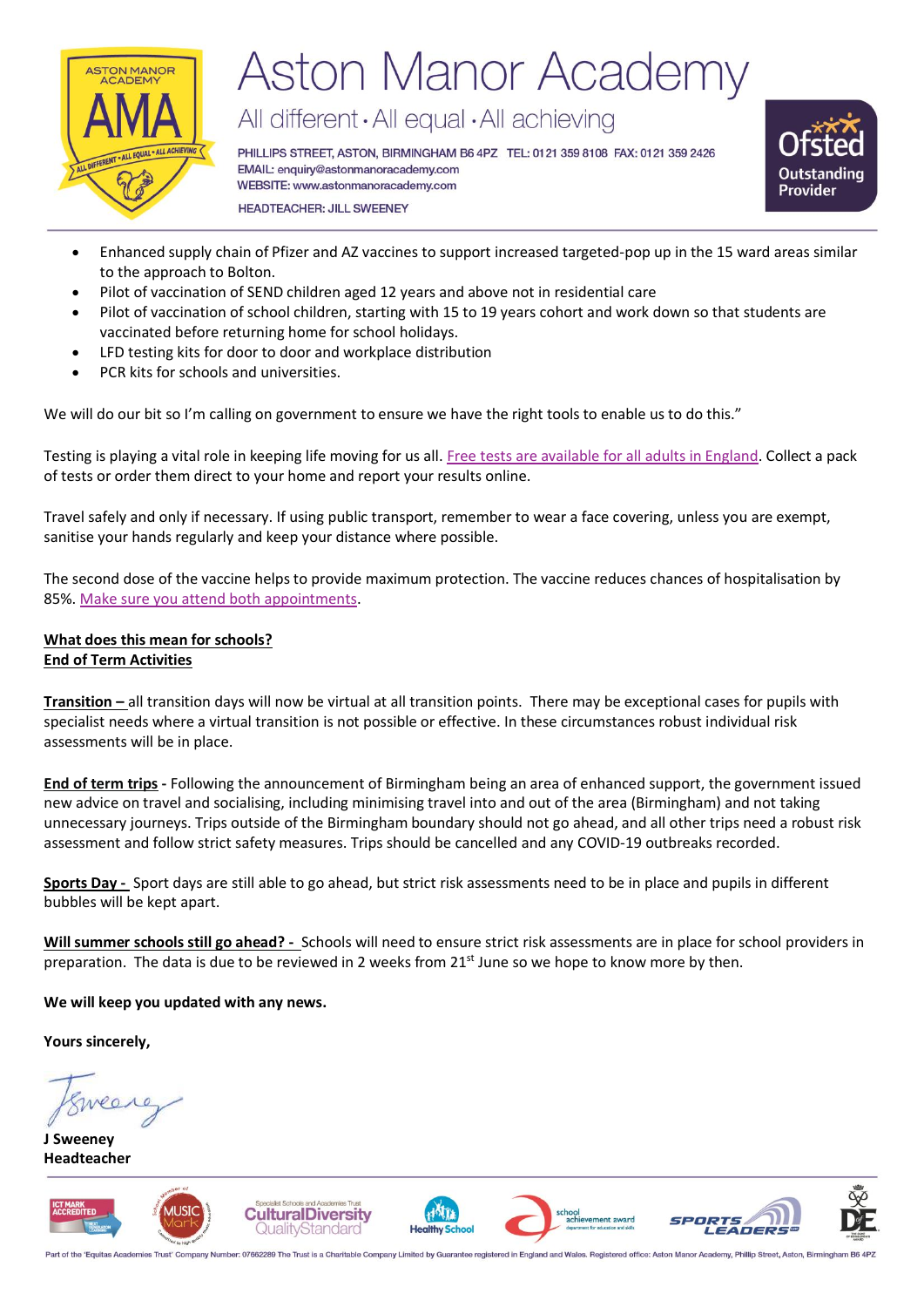- Enhanced supply chain of Pfizer and AZ vaccines to support increased targeted-pop up in the 15 ward areas similar to the approach to Bolton.
- Pilot of vaccination of SEND children aged 12 years and above not in residential care
- Pilot of vaccination of school children, starting with 15 to 19 years cohort and work down so that students are vaccinated before returning home for school holidays.
- LFD testing kits for door to door and workplace distribution
- PCR kits for schools and universities.

We will do our bit so I'm calling on government to ensure we have the right tools to enable us to do this."

Testing is playing a vital role in keeping life moving for us all. Free tests are available for all adults in England. Collect a pack of tests or order them direct to your home and report your results online.

Travel safely and only if necessary. If using public transport, remember to wear a face covering, unless you are exempt, sanitise your hands regularly and keep your distance where possible.

The second dose of the vaccine helps to provide maximum protection. The vaccine reduces chances of hospitalisation by 85%. Make sure you attend both appointments.

**What does this mean for schools?**
**End of Term Activities**

**Transition –** all transition days will now be virtual at all transition points. There may be exceptional cases for pupils with specialist needs where a virtual transition is not possible or effective. In these circumstances robust individual risk assessments will be in place.

**End of term trips -** Following the announcement of Birmingham being an area of enhanced support, the government issued new advice on travel and socialising, including minimising travel into and out of the area (Birmingham) and not taking unnecessary journeys. Trips outside of the Birmingham boundary should not go ahead, and all other trips need a robust risk assessment and follow strict safety measures. Trips should be cancelled and any COVID-19 outbreaks recorded.

**Sports Day -** Sport days are still able to go ahead, but strict risk assessments need to be in place and pupils in different bubbles will be kept apart.

**Will summer schools still go ahead? -** Schools will need to ensure strict risk assessments are in place for school providers in preparation. The data is due to be reviewed in 2 weeks from 21st June so we hope to know more by then.

**We will keep you updated with any news.**

**Yours sincerely,**

**J Sweeney**
**Headteacher**